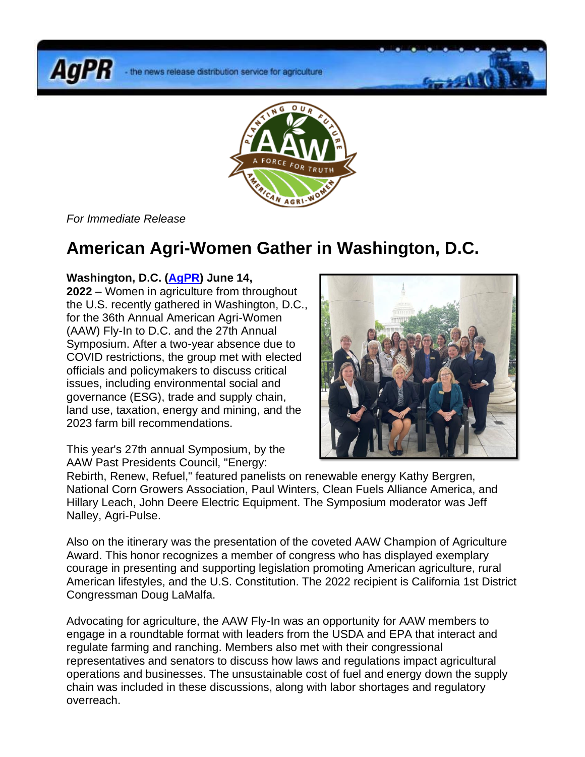AgPR - the news release distribution service for agriculture

*For Immediate Release*

# American Agri-Women Gather in Washington, D.C.

**Washington, D.C. (AgPR) June 14, 2022** – Women in agriculture from throughout the U.S. recently gathered in Washington, D.C., for the 36th Annual American Agri-Women (AAW) Fly-In to D.C. and the 27th Annual Symposium. After a two-year absence due to COVID restrictions, the group met with elected officials and policymakers to discuss critical issues, including environmental social and governance (ESG), trade and supply chain, land use, taxation, energy and mining, and the 2023 farm bill recommendations.

This year's 27th annual Symposium, by the AAW Past Presidents Council, "Energy: Rebirth, Renew, Refuel," featured panelists on renewable energy Kathy Bergren, National Corn Growers Association, Paul Winters, Clean Fuels Alliance America, and Hillary Leach, John Deere Electric Equipment. The Symposium moderator was Jeff Nalley, Agri-Pulse.

Also on the itinerary was the presentation of the coveted AAW Champion of Agriculture Award. This honor recognizes a member of congress who has displayed exemplary courage in presenting and supporting legislation promoting American agriculture, rural American lifestyles, and the U.S. Constitution. The 2022 recipient is California 1st District Congressman Doug LaMalfa.

Advocating for agriculture, the AAW Fly-In was an opportunity for AAW members to engage in a roundtable format with leaders from the USDA and EPA that interact and regulate farming and ranching. Members also met with their congressional representatives and senators to discuss how laws and regulations impact agricultural operations and businesses. The unsustainable cost of fuel and energy down the supply chain was included in these discussions, along with labor shortages and regulatory overreach.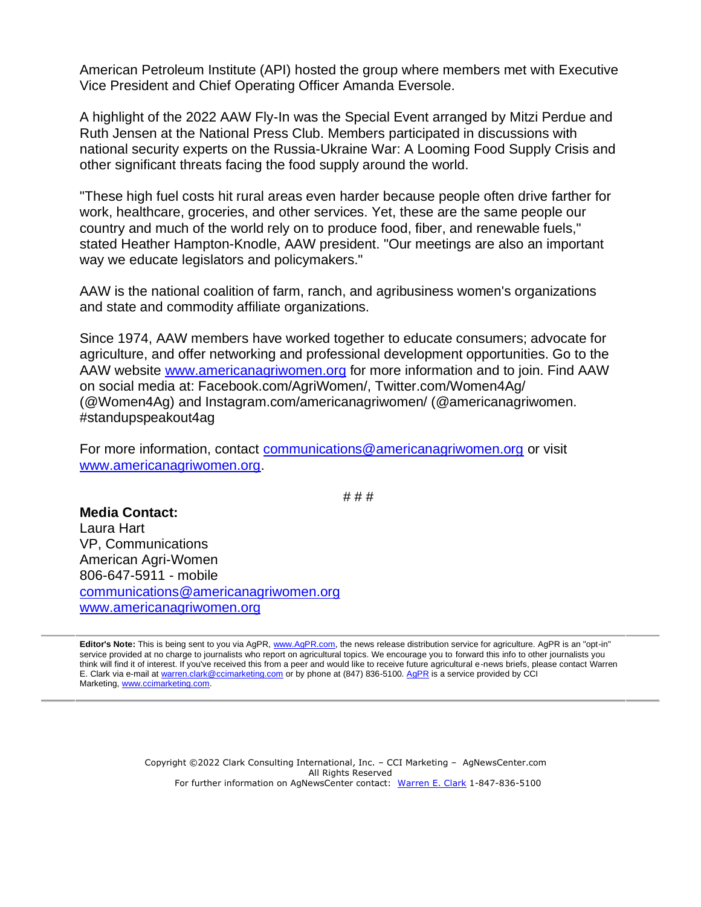American Petroleum Institute (API) hosted the group where members met with Executive Vice President and Chief Operating Officer Amanda Eversole.

A highlight of the 2022 AAW Fly-In was the Special Event arranged by Mitzi Perdue and Ruth Jensen at the National Press Club. Members participated in discussions with national security experts on the Russia-Ukraine War: A Looming Food Supply Crisis and other significant threats facing the food supply around the world.

"These high fuel costs hit rural areas even harder because people often drive farther for work, healthcare, groceries, and other services. Yet, these are the same people our country and much of the world rely on to produce food, fiber, and renewable fuels," stated Heather Hampton-Knodle, AAW president. "Our meetings are also an important way we educate legislators and policymakers."

AAW is the national coalition of farm, ranch, and agribusiness women's organizations and state and commodity affiliate organizations.

Since 1974, AAW members have worked together to educate consumers; advocate for agriculture, and offer networking and professional development opportunities. Go to the AAW website www.americanagriwomen.org for more information and to join. Find AAW on social media at: Facebook.com/AgriWomen/, Twitter.com/Women4Ag/ (@Women4Ag) and Instagram.com/americanagriwomen/ (@americanagriwomen. #standupspeakout4ag

For more information, contact communications@americanagriwomen.org or visit www.americanagriwomen.org.

# # #

**Media Contact:**
Laura Hart
VP, Communications
American Agri-Women
806-647-5911 - mobile
communications@americanagriwomen.org
www.americanagriwomen.org

---

**Editor's Note:** This is being sent to you via AgPR, www.AgPR.com, the news release distribution service for agriculture. AgPR is an "opt-in" service provided at no charge to journalists who report on agricultural topics. We encourage you to forward this info to other journalists you think will find it of interest. If you've received this from a peer and would like to receive future agricultural e-news briefs, please contact Warren E. Clark via e-mail at warren.clark@ccimarketing.com or by phone at (847) 836-5100. AgPR is a service provided by CCI Marketing, www.ccimarketing.com.

---

Copyright ©2022 Clark Consulting International, Inc. – CCI Marketing – AgNewsCenter.com
All Rights Reserved
For further information on AgNewsCenter contact: Warren E. Clark 1-847-836-5100